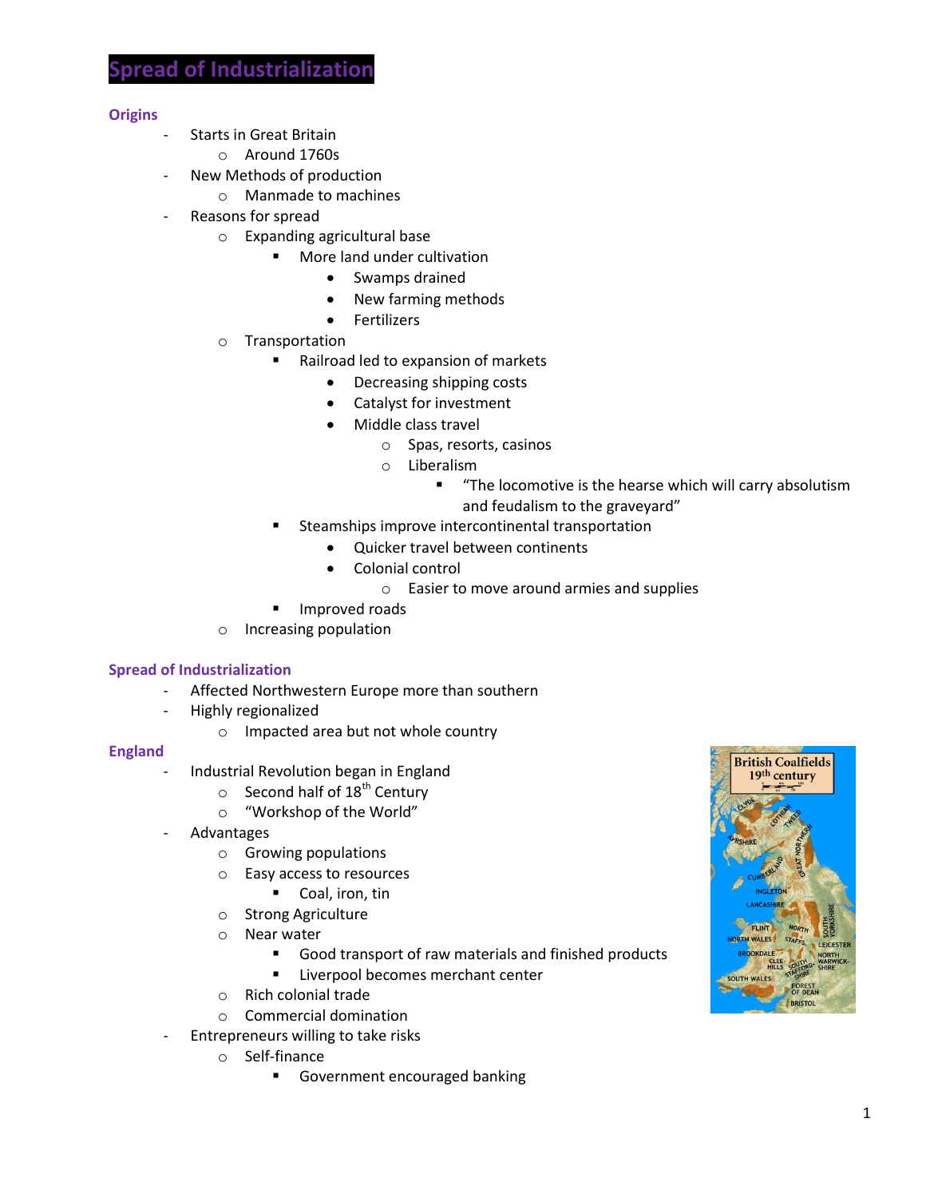# Spread of Industrialization

## Origins

- Starts in Great Britain
  - Around 1760s
- New Methods of production
  - Manmade to machines
- Reasons for spread
  - Expanding agricultural base
    - More land under cultivation
      - Swamps drained
      - New farming methods
      - Fertilizers
  - Transportation
    - Railroad led to expansion of markets
      - Decreasing shipping costs
      - Catalyst for investment
      - Middle class travel
        - Spas, resorts, casinos
        - Liberalism
          - "The locomotive is the hearse which will carry absolutism and feudalism to the graveyard"
    - Steamships improve intercontinental transportation
      - Quicker travel between continents
      - Colonial control
        - Easier to move around armies and supplies
    - Improved roads
  - Increasing population

## Spread of Industrialization

- Affected Northwestern Europe more than southern
- Highly regionalized
  - Impacted area but not whole country

## England

- Industrial Revolution began in England
  - Second half of 18th Century
  - "Workshop of the World"
- Advantages
  - Growing populations
  - Easy access to resources
    - Coal, iron, tin
  - Strong Agriculture
  - Near water
    - Good transport of raw materials and finished products
    - Liverpool becomes merchant center
  - Rich colonial trade
  - Commercial domination
- Entrepreneurs willing to take risks
  - Self-finance
    - Government encouraged banking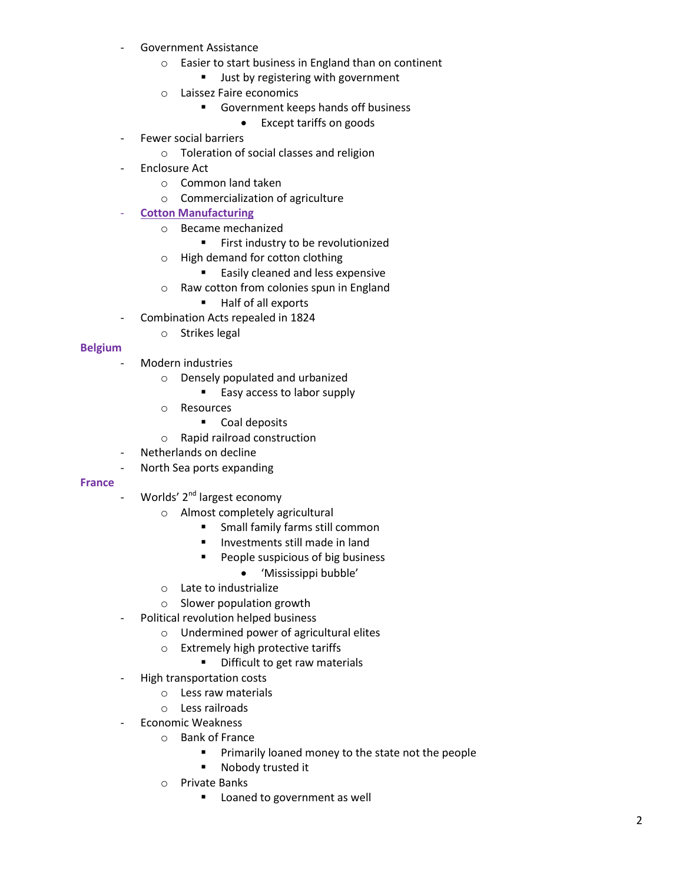- Government Assistance
  - Easier to start business in England than on continent
    - Just by registering with government
  - Laissez Faire economics
    - Government keeps hands off business
      - Except tariffs on goods
- Fewer social barriers
  - Toleration of social classes and religion
- Enclosure Act
  - Common land taken
  - Commercialization of agriculture
- **Cotton Manufacturing**
  - Became mechanized
    - First industry to be revolutionized
  - High demand for cotton clothing
    - Easily cleaned and less expensive
  - Raw cotton from colonies spun in England
    - Half of all exports
- Combination Acts repealed in 1824
  - Strikes legal

**Belgium**

- Modern industries
  - Densely populated and urbanized
    - Easy access to labor supply
  - Resources
    - Coal deposits
  - Rapid railroad construction
- Netherlands on decline
- North Sea ports expanding

**France**

- Worlds' 2nd largest economy
  - Almost completely agricultural
    - Small family farms still common
    - Investments still made in land
    - People suspicious of big business
      - 'Mississippi bubble'
  - Late to industrialize
  - Slower population growth
- Political revolution helped business
  - Undermined power of agricultural elites
  - Extremely high protective tariffs
    - Difficult to get raw materials
- High transportation costs
  - Less raw materials
  - Less railroads
- Economic Weakness
  - Bank of France
    - Primarily loaned money to the state not the people
    - Nobody trusted it
  - Private Banks
    - Loaned to government as well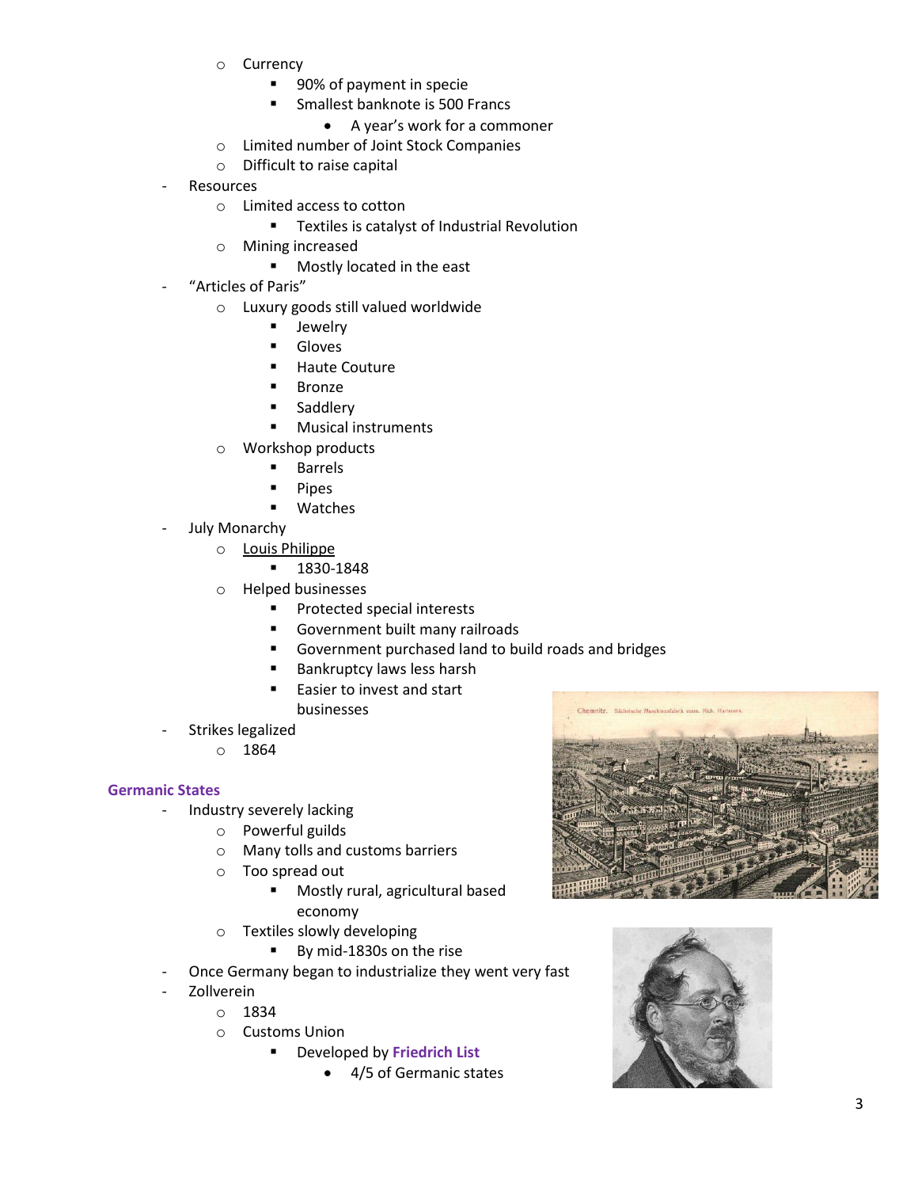- Currency
  - 90% of payment in specie
  - Smallest banknote is 500 Francs
    - A year's work for a commoner
- Limited number of Joint Stock Companies
- Difficult to raise capital

- Resources
  - Limited access to cotton
    - Textiles is catalyst of Industrial Revolution
  - Mining increased
    - Mostly located in the east
- "Articles of Paris"
  - Luxury goods still valued worldwide
    - Jewelry
    - Gloves
    - Haute Couture
    - Bronze
    - Saddlery
    - Musical instruments
  - Workshop products
    - Barrels
    - Pipes
    - Watches
- July Monarchy
  - Louis Philippe
    - 1830-1848
  - Helped businesses
    - Protected special interests
    - Government built many railroads
    - Government purchased land to build roads and bridges
    - Bankruptcy laws less harsh
    - Easier to invest and start businesses
- Strikes legalized
  - 1864

### Germanic States

- Industry severely lacking
  - Powerful guilds
  - Many tolls and customs barriers
  - Too spread out
    - Mostly rural, agricultural based economy
  - Textiles slowly developing
    - By mid-1830s on the rise
- Once Germany began to industrialize they went very fast
- Zollverein
  - 1834
  - Customs Union
    - Developed by **Friedrich List**
      - 4/5 of Germanic states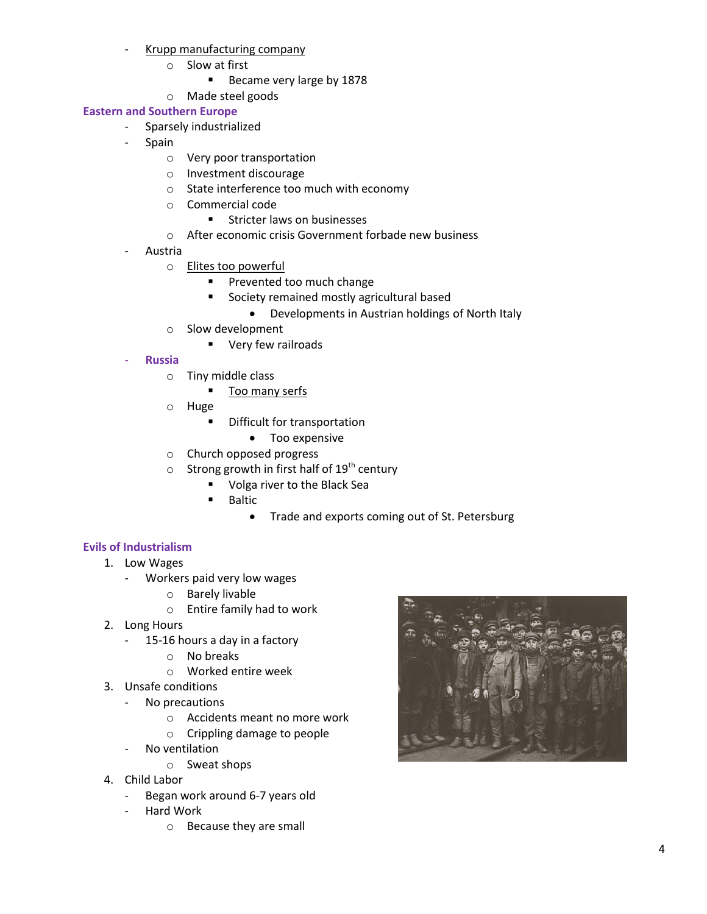- Krupp manufacturing company
    - Slow at first
        - Became very large by 1878
    - Made steel goods

## Eastern and Southern Europe

- Sparsely industrialized
- Spain
    - Very poor transportation
    - Investment discourage
    - State interference too much with economy
    - Commercial code
        - Stricter laws on businesses
    - After economic crisis Government forbade new business
- Austria
    - Elites too powerful
        - Prevented too much change
        - Society remained mostly agricultural based
            - Developments in Austrian holdings of North Italy
    - Slow development
        - Very few railroads
- **Russia**
    - Tiny middle class
        - Too many serfs
    - Huge
        - Difficult for transportation
            - Too expensive
    - Church opposed progress
    - Strong growth in first half of 19th century
        - Volga river to the Black Sea
        - Baltic
            - Trade and exports coming out of St. Petersburg

## Evils of Industrialism

1. Low Wages
    - Workers paid very low wages
        - Barely livable
        - Entire family had to work
2. Long Hours
    - 15-16 hours a day in a factory
        - No breaks
        - Worked entire week
3. Unsafe conditions
    - No precautions
        - Accidents meant no more work
        - Crippling damage to people
    - No ventilation
        - Sweat shops
4. Child Labor
    - Began work around 6-7 years old
    - Hard Work
        - Because they are small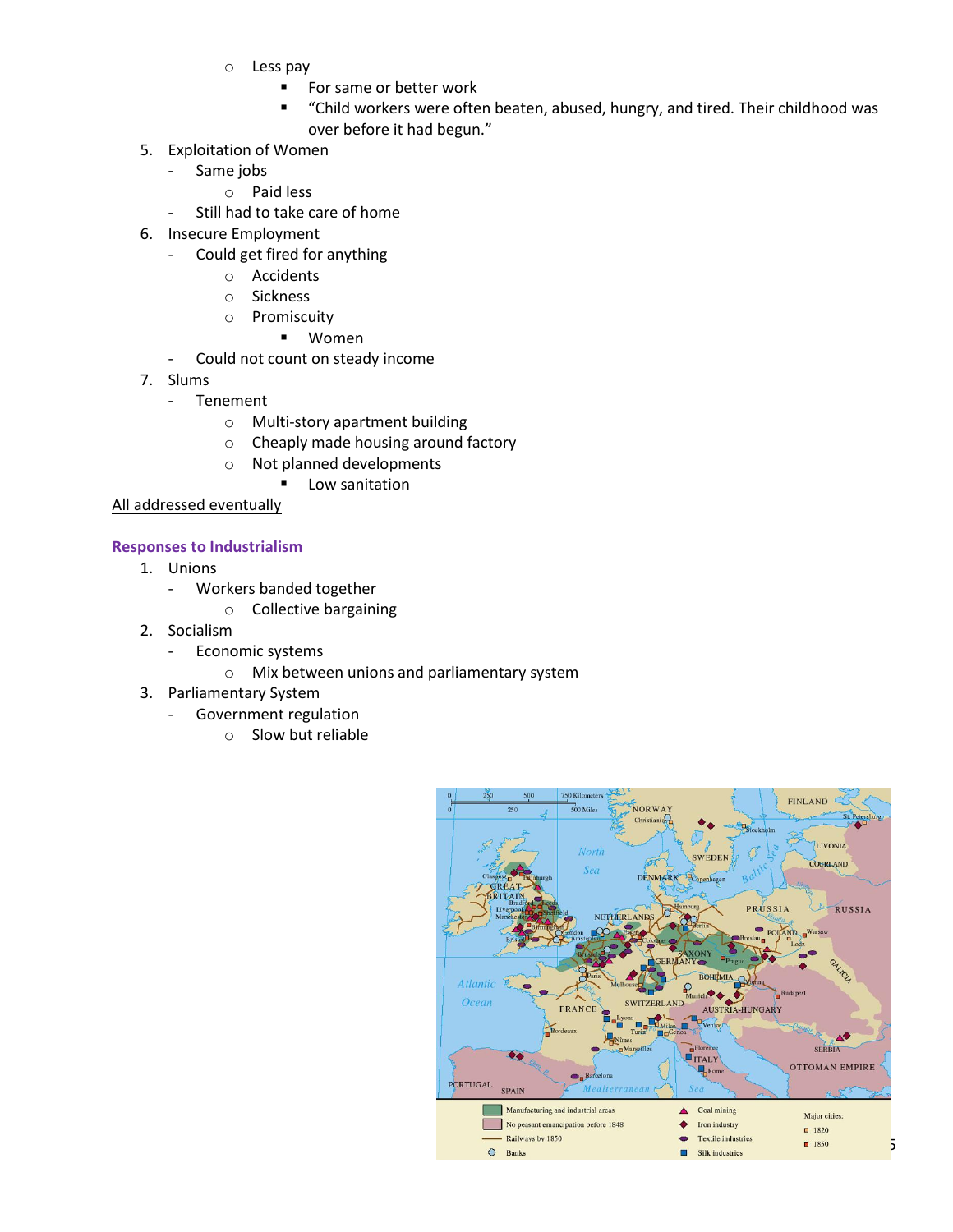- Less pay
  - For same or better work
  - "Child workers were often beaten, abused, hungry, and tired. Their childhood was over before it had begun."

5. Exploitation of Women
   - Same jobs
     - Paid less
   - Still had to take care of home
6. Insecure Employment
   - Could get fired for anything
     - Accidents
     - Sickness
     - Promiscuity
       - Women
   - Could not count on steady income
7. Slums
   - Tenement
     - Multi-story apartment building
     - Cheaply made housing around factory
     - Not planned developments
       - Low sanitation

<u>All addressed eventually</u>

### Responses to Industrialism

1. Unions
   - Workers banded together
     - Collective bargaining
2. Socialism
   - Economic systems
     - Mix between unions and parliamentary system
3. Parliamentary System
   - Government regulation
     - Slow but reliable